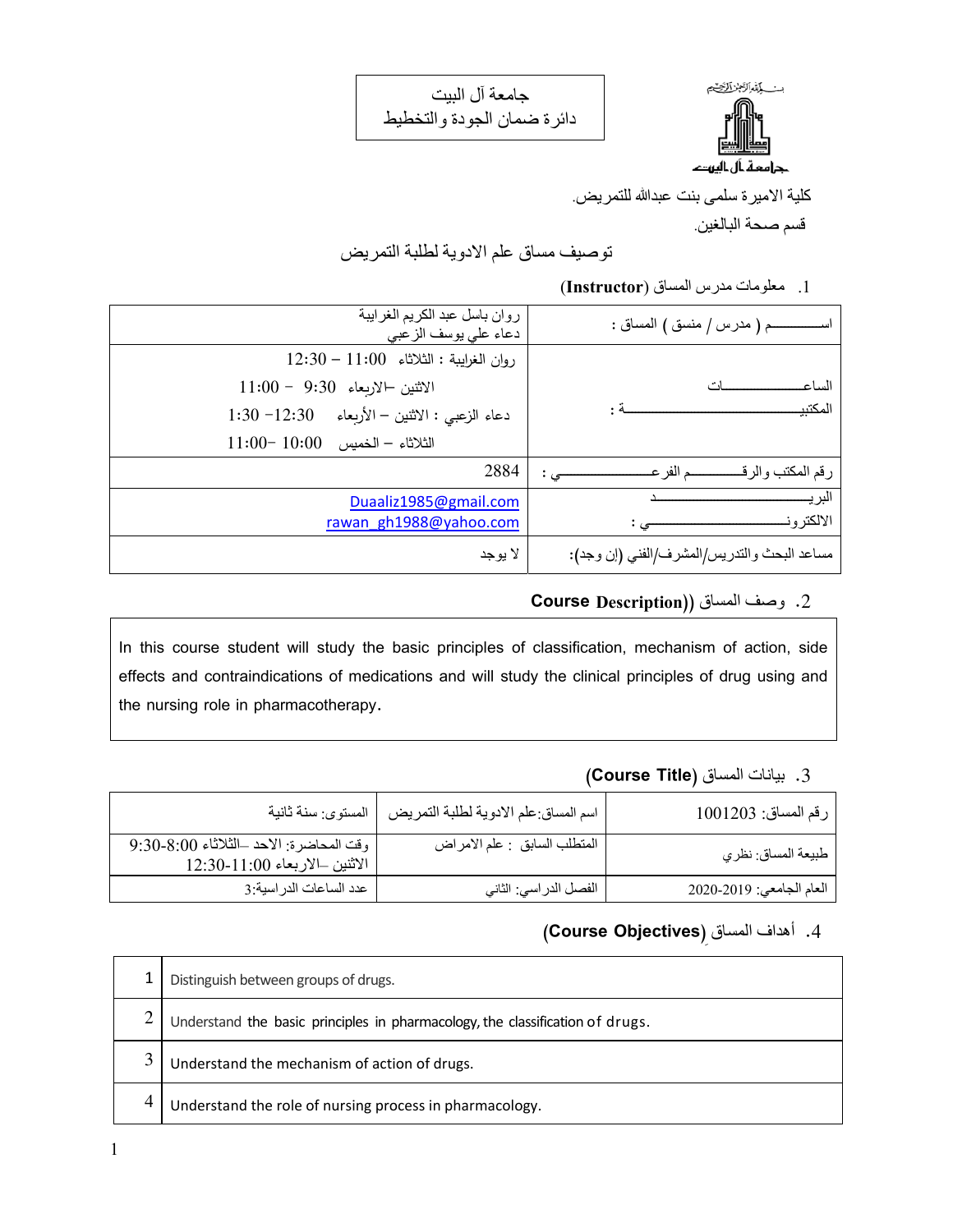جامعة آل البيت
دائرة ضمان الجودة والتخطيط

كلية الاميرة سلمى بنت عبدالله للتمريض.

قسم صحة البالغين.

## توصيف مساق علم الادوية لطلبة التمريض

### 1. معلومات مدرس المساق (Instructor)

| اســــــــم ( مدرس / منسق ) المساق : | روان باسل عبد الكريم الغرايبة<br>دعاء علي يوسف الزعبي |
|---|---|
| الساعــــــــــــــــــات المكتبيــــــــــــــــــــــــــة : | روان الغرايبة : الثلاثاء 11:00 – 12:30<br>الاثنين –الاربعاء 9:30 – 11:00<br>دعاء الزعبي : الاثنين – الأربعاء 12:30– 1:30<br>الثلاثاء – الخميس 10:00 –11:00 |
| رقم المكتب والرقـــــــــم الفرعـــــــــــــــي : | 2884 |
| البريـــــــــــــــــــــــــد الالكترونـــــــــــــــــــــي : | Duaaliz1985@gmail.com<br>rawan_gh1988@yahoo.com |
| مساعد البحث والتدريس/المشرف/الفني (إن وجد): | لا يوجد |

### 2. وصف المساق ((Course Description

In this course student will study the basic principles of classification, mechanism of action, side effects and contraindications of medications and will study the clinical principles of drug using and the nursing role in pharmacotherapy.

### 3. بيانات المساق (Course Title)

| رقم المساق: 1001203 | اسم المساق:علم الادوية لطلبة التمريض | المستوى: سنة ثانية |
|---|---|---|
| طبيعة المساق: نظري | المتطلب السابق : علم الامراض | وقت المحاضرة: الاحد –الثلاثاء 8:00-9:30<br>الاثنين –الاربعاء 11:00-12:30 |
| العام الجامعي: 2019-2020 | الفصل الدراسي: الثاني | عدد الساعات الدراسية:3 |

### 4. أهداف المساق (Course Objectives)

| 1 | Distinguish between groups of drugs. |
|---|---|
| 2 | Understand the basic principles in pharmacology, the classification of drugs. |
| 3 | Understand the mechanism of action of drugs. |
| 4 | Understand the role of nursing process in pharmacology. |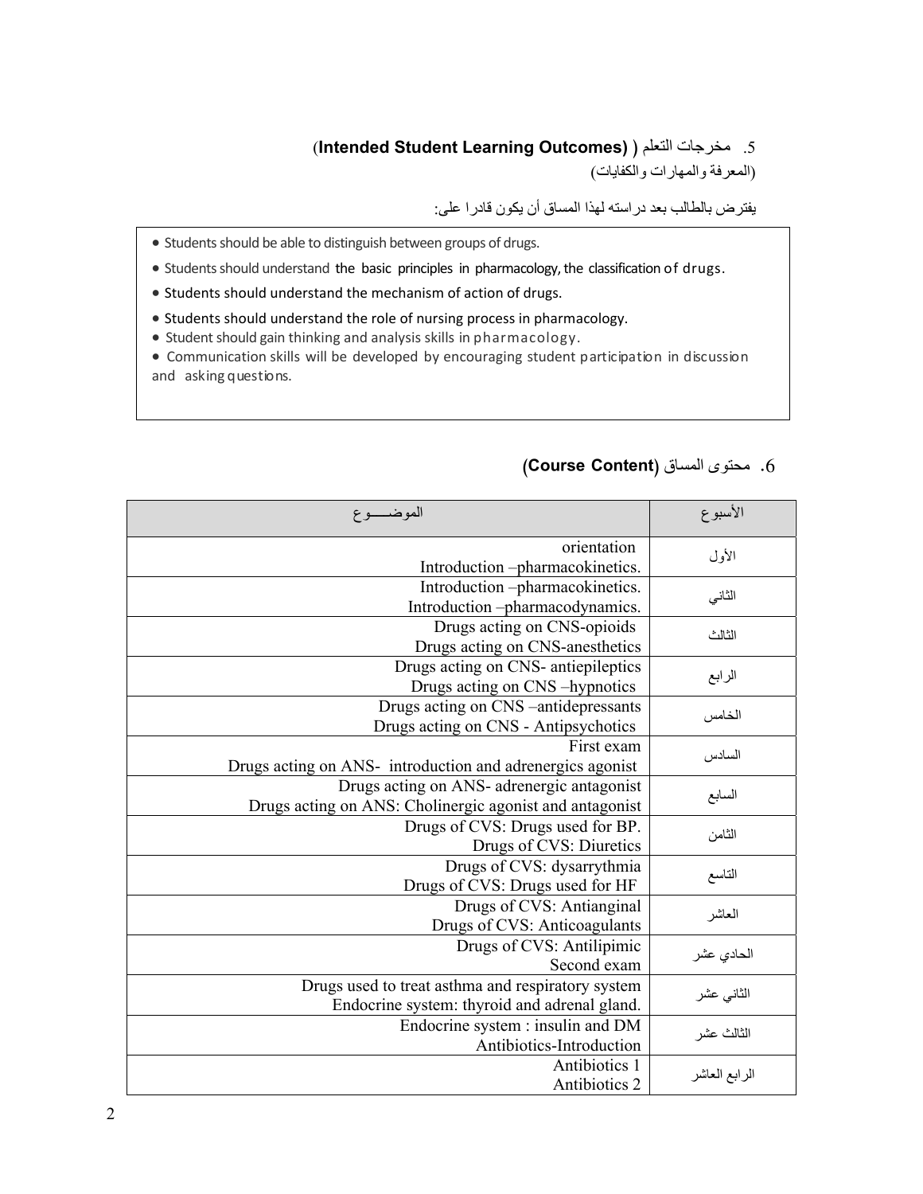## 5. مخرجات التعلم ( **(Intended Student Learning Outcomes)**

(المعرفة والمهارات والكفايات)

يفترض بالطالب بعد دراسته لهذا المساق أن يكون قادرا على:

- Students should be able to distinguish between groups of drugs.
- Students should understand the basic principles in pharmacology, the classification of drugs.
- Students should understand the mechanism of action of drugs.
- Students should understand the role of nursing process in pharmacology.
- Student should gain thinking and analysis skills in pharmacology.
- Communication skills will be developed by encouraging student participation in discussion and asking questions.

## 6. محتوى المساق **(Course Content)**

| الأسبوع | الموضـــوع |
|---|---|
| الأول | orientation<br>Introduction –pharmacokinetics. |
| الثاني | Introduction –pharmacokinetics.<br>Introduction –pharmacodynamics. |
| الثالث | Drugs acting on CNS-opioids<br>Drugs acting on CNS-anesthetics |
| الرابع | Drugs acting on CNS- antiepileptics<br>Drugs acting on CNS –hypnotics |
| الخامس | Drugs acting on CNS –antidepressants<br>Drugs acting on CNS - Antipsychotics |
| السادس | First exam<br>Drugs acting on ANS- introduction and adrenergics agonist |
| السابع | Drugs acting on ANS- adrenergic antagonist<br>Drugs acting on ANS: Cholinergic agonist and antagonist |
| الثامن | Drugs of CVS: Drugs used for BP.<br>Drugs of CVS: Diuretics |
| التاسع | Drugs of CVS: dysarrythmia<br>Drugs of CVS: Drugs used for HF |
| العاشر | Drugs of CVS: Antianginal<br>Drugs of CVS: Anticoagulants |
| الحادي عشر | Drugs of CVS: Antilipimic<br>Second exam |
| الثاني عشر | Drugs used to treat asthma and respiratory system<br>Endocrine system: thyroid and adrenal gland. |
| الثالث عشر | Endocrine system : insulin and DM<br>Antibiotics-Introduction |
| الرابع العاشر | Antibiotics 1<br>Antibiotics 2 |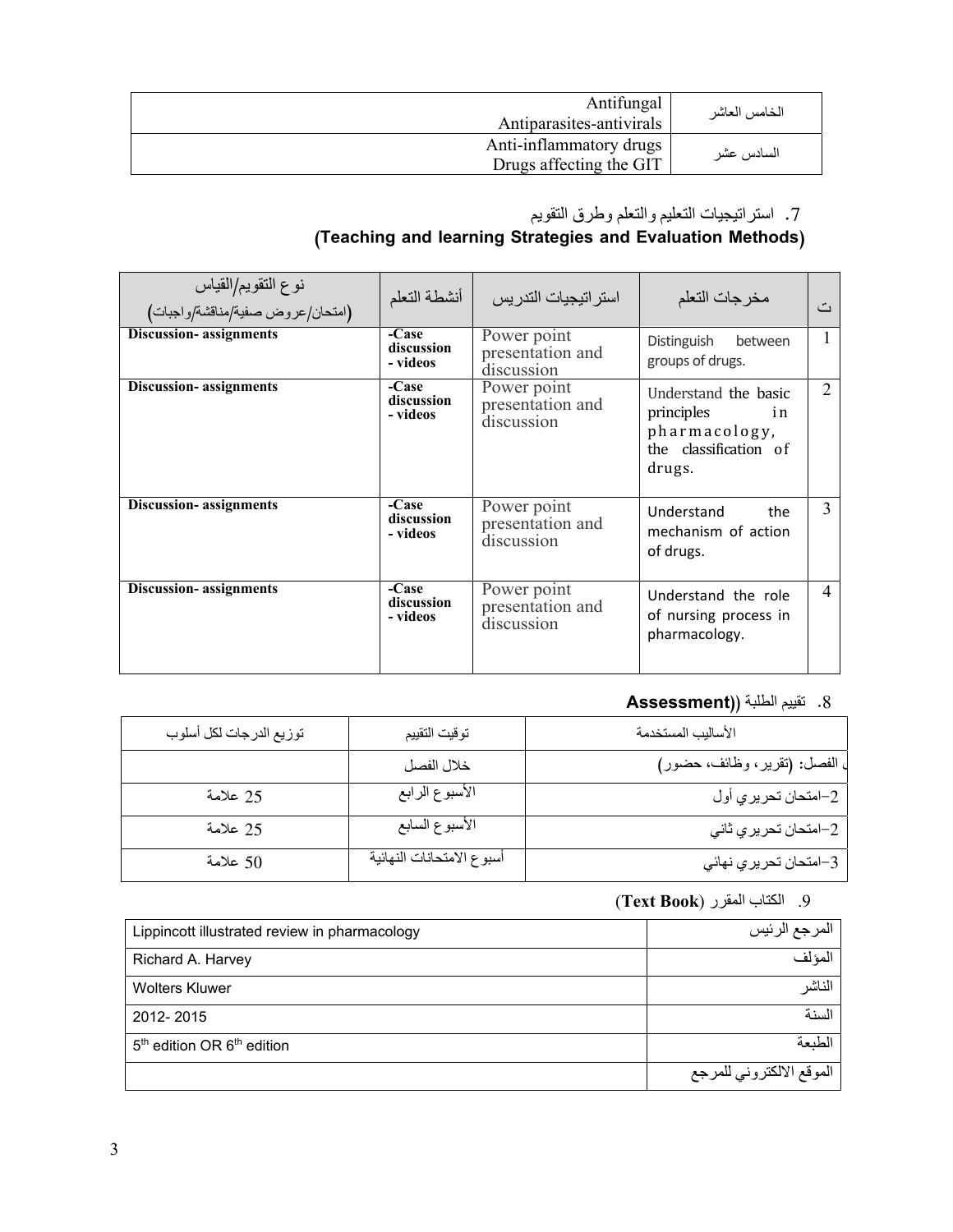| | |
|---|---|
| Antifungal<br>Antiparasites-antivirals | الخامس العاشر |
| Anti-inflammatory drugs<br>Drugs affecting the GIT | السادس عشر |

7. استراتيجيات التعليم والتعلم وطرق التقويم
**(Teaching and learning Strategies and Evaluation Methods)**

| نوع التقويم/القياس (امتحان/عروض صفية/مناقشة/واجبات) | أنشطة التعلم | استراتيجيات التدريس | مخرجات التعلم | ت |
|---|---|---|---|---|
| **Discussion- assignments** | **-Case discussion - videos** | Power point presentation and discussion | Distinguish between groups of drugs. | 1 |
| **Discussion- assignments** | **-Case discussion - videos** | Power point presentation and discussion | Understand the basic principles in pharmacology, the classification of drugs. | 2 |
| **Discussion- assignments** | **-Case discussion - videos** | Power point presentation and discussion | Understand the mechanism of action of drugs. | 3 |
| **Discussion- assignments** | **-Case discussion - videos** | Power point presentation and discussion | Understand the role of nursing process in pharmacology. | 4 |

8. تقييم الطلبة **(Assessment)**

| توزيع الدرجات لكل أسلوب | توقيت التقييم | الأساليب المستخدمة |
|---|---|---|
| | خلال الفصل | ل الفصل: (تقرير، وظائف، حضور) |
| 25 علامة | الأسبوع الرابع | 2-امتحان تحريري أول |
| 25 علامة | الأسبوع السابع | 2-امتحان تحريري ثاني |
| 50 علامة | أسبوع الامتحانات النهائية | 3-امتحان تحريري نهائي |

9. الكتاب المقرر (**Text Book**)

| | |
|---|---|
| Lippincott illustrated review in pharmacology | المرجع الرئيس |
| Richard A. Harvey | المؤلف |
| Wolters Kluwer | الناشر |
| 2012- 2015 | السنة |
| 5th edition OR 6th edition | الطبعة |
| | الموقع الالكتروني للمرجع |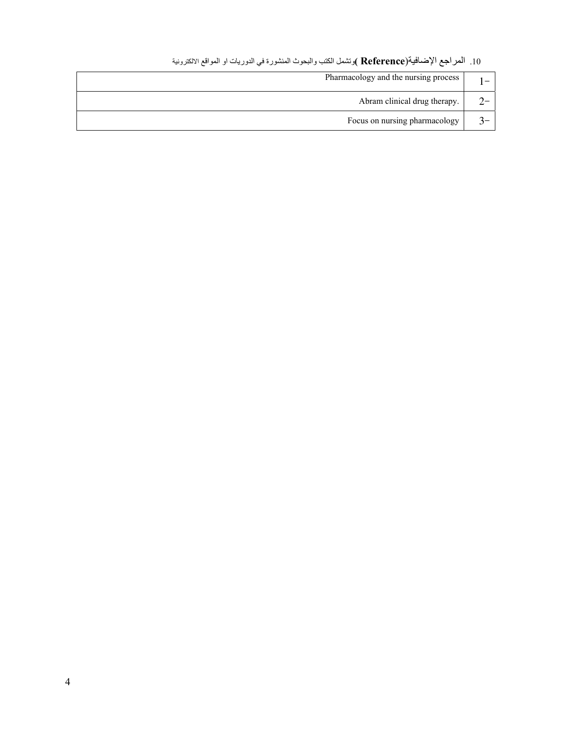10. المراجع الإضافية(**Reference** )وتشمل الكتب والبحوث المنشورة في الدوريات او المواقع الالكترونية

| | |
|---|---|
| Pharmacology and the nursing process | 1− |
| Abram clinical drug therapy. | 2− |
| Focus on nursing pharmacology | 3− |